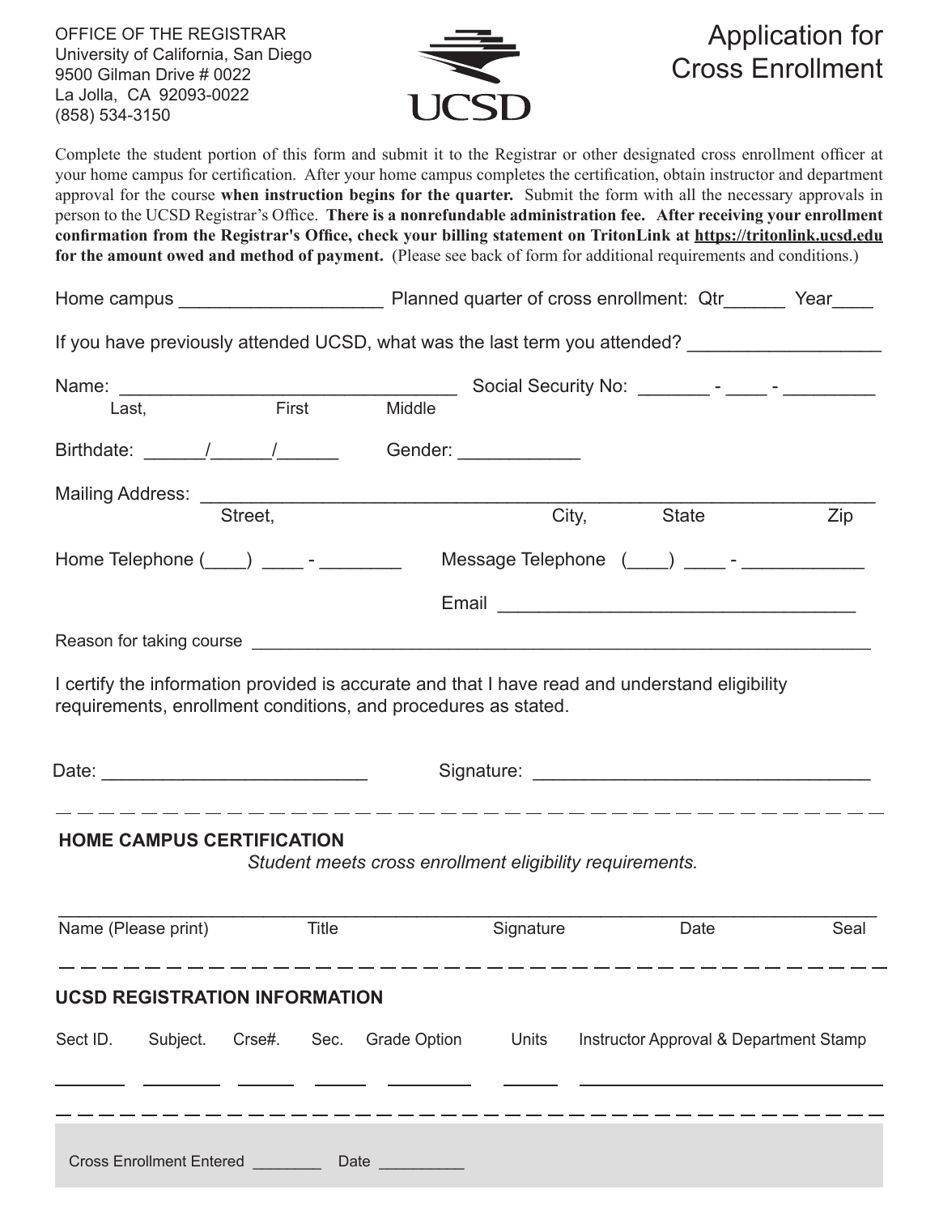OFFICE OF THE REGISTRAR
University of California, San Diego
9500 Gilman Drive # 0022
La Jolla, CA 92093-0022
(858) 534-3150

UCSD

# Application for Cross Enrollment

Complete the student portion of this form and submit it to the Registrar or other designated cross enrollment officer at your home campus for certification. After your home campus completes the certification, obtain instructor and department approval for the course **when instruction begins for the quarter.** Submit the form with all the necessary approvals in person to the UCSD Registrar's Office. **There is a nonrefundable administration fee. After receiving your enrollment confirmation from the Registrar's Office, check your billing statement on TritonLink at https://tritonlink.ucsd.edu for the amount owed and method of payment.** (Please see back of form for additional requirements and conditions.)

Home campus ____________________ Planned quarter of cross enrollment: Qtr______ Year____

If you have previously attended UCSD, what was the last term you attended? __________________

Name: ________________________________ Social Security No: _______ - ____ - _________
Last, First Middle

Birthdate: ______/______/______ Gender: ____________

Mailing Address: ____________________________________________________________
Street, City, State Zip

Home Telephone (____) ____ - ________ Message Telephone (____) ____ - ___________

Email ____________________________________

Reason for taking course ______________________________________________________________

I certify the information provided is accurate and that I have read and understand eligibility requirements, enrollment conditions, and procedures as stated.

Date: _________________________ Signature: ________________________________

---

## HOME CAMPUS CERTIFICATION

*Student meets cross enrollment eligibility requirements.*

| Name (Please print) | Title | Signature | Date | Seal |
|---|---|---|---|---|
| | | | | |

---

## UCSD REGISTRATION INFORMATION

| Sect ID. | Subject. | Crse#. | Sec. | Grade Option | Units | Instructor Approval & Department Stamp |
|---|---|---|---|---|---|---|
| | | | | | | |

---

Cross Enrollment Entered ________ Date _________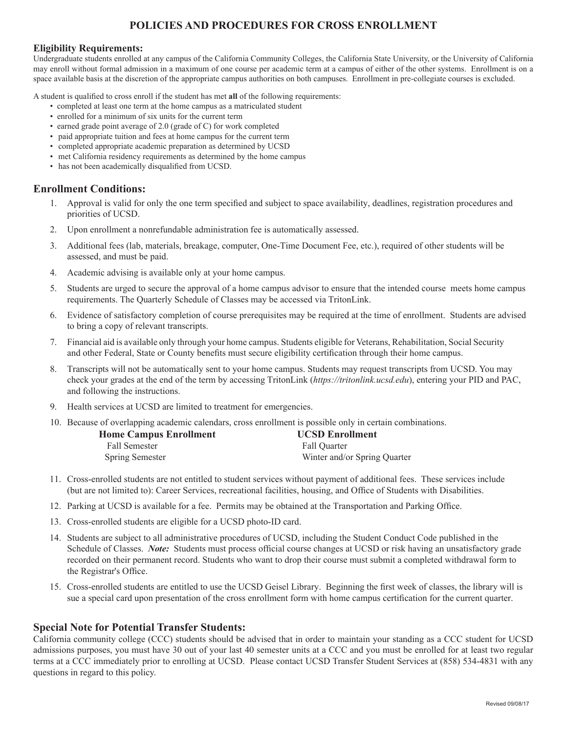# POLICIES AND PROCEDURES FOR CROSS ENROLLMENT

## Eligibility Requirements:

Undergraduate students enrolled at any campus of the California Community Colleges, the California State University, or the University of California may enroll without formal admission in a maximum of one course per academic term at a campus of either of the other systems. Enrollment is on a space available basis at the discretion of the appropriate campus authorities on both campuses. Enrollment in pre-collegiate courses is excluded.

A student is qualified to cross enroll if the student has met **all** of the following requirements:

- completed at least one term at the home campus as a matriculated student
- enrolled for a minimum of six units for the current term
- earned grade point average of 2.0 (grade of C) for work completed
- paid appropriate tuition and fees at home campus for the current term
- completed appropriate academic preparation as determined by UCSD
- met California residency requirements as determined by the home campus
- has not been academically disqualified from UCSD.

## Enrollment Conditions:

1. Approval is valid for only the one term specified and subject to space availability, deadlines, registration procedures and priorities of UCSD.
2. Upon enrollment a nonrefundable administration fee is automatically assessed.
3. Additional fees (lab, materials, breakage, computer, One-Time Document Fee, etc.), required of other students will be assessed, and must be paid.
4. Academic advising is available only at your home campus.
5. Students are urged to secure the approval of a home campus advisor to ensure that the intended course meets home campus requirements. The Quarterly Schedule of Classes may be accessed via TritonLink.
6. Evidence of satisfactory completion of course prerequisites may be required at the time of enrollment. Students are advised to bring a copy of relevant transcripts.
7. Financial aid is available only through your home campus. Students eligible for Veterans, Rehabilitation, Social Security and other Federal, State or County benefits must secure eligibility certification through their home campus.
8. Transcripts will not be automatically sent to your home campus. Students may request transcripts from UCSD. You may check your grades at the end of the term by accessing TritonLink (*https://tritonlink.ucsd.edu*), entering your PID and PAC, and following the instructions.
9. Health services at UCSD are limited to treatment for emergencies.
10. Because of overlapping academic calendars, cross enrollment is possible only in certain combinations.

| Home Campus Enrollment | UCSD Enrollment |
|---|---|
| Fall Semester | Fall Quarter |
| Spring Semester | Winter and/or Spring Quarter |

11. Cross-enrolled students are not entitled to student services without payment of additional fees. These services include (but are not limited to): Career Services, recreational facilities, housing, and Office of Students with Disabilities.
12. Parking at UCSD is available for a fee. Permits may be obtained at the Transportation and Parking Office.
13. Cross-enrolled students are eligible for a UCSD photo-ID card.
14. Students are subject to all administrative procedures of UCSD, including the Student Conduct Code published in the Schedule of Classes. ***Note:*** Students must process official course changes at UCSD or risk having an unsatisfactory grade recorded on their permanent record. Students who want to drop their course must submit a completed withdrawal form to the Registrar's Office.
15. Cross-enrolled students are entitled to use the UCSD Geisel Library. Beginning the first week of classes, the library will is sue a special card upon presentation of the cross enrollment form with home campus certification for the current quarter.

## Special Note for Potential Transfer Students:

California community college (CCC) students should be advised that in order to maintain your standing as a CCC student for UCSD admissions purposes, you must have 30 out of your last 40 semester units at a CCC and you must be enrolled for at least two regular terms at a CCC immediately prior to enrolling at UCSD. Please contact UCSD Transfer Student Services at (858) 534-4831 with any questions in regard to this policy.

Revised 09/08/17